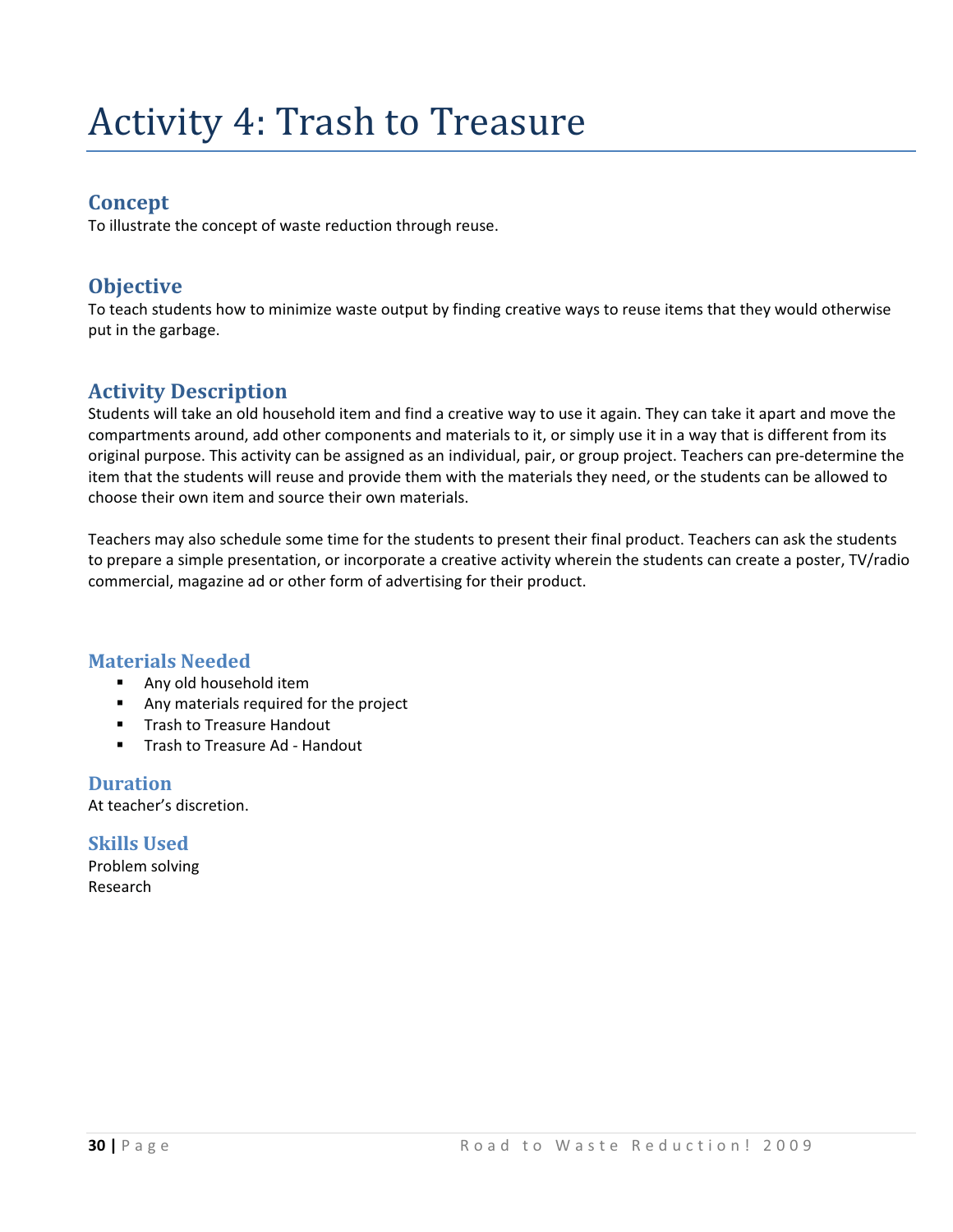# Activity 4: Trash to Treasure

## Concept

To illustrate the concept of waste reduction through reuse.

## Objective

To teach students how to minimize waste output by finding creative ways to reuse items that they would otherwise put in the garbage.

## Activity Description

Students will take an old household item and find a creative way to use it again. They can take it apart and move the compartments around, add other components and materials to it, or simply use it in a way that is different from its original purpose. This activity can be assigned as an individual, pair, or group project. Teachers can pre-determine the item that the students will reuse and provide them with the materials they need, or the students can be allowed to choose their own item and source their own materials.

Teachers may also schedule some time for the students to present their final product. Teachers can ask the students to prepare a simple presentation, or incorporate a creative activity wherein the students can create a poster, TV/radio commercial, magazine ad or other form of advertising for their product.

## Materials Needed

- Any old household item
- Any materials required for the project
- Trash to Treasure Handout
- Trash to Treasure Ad - Handout

## Duration

At teacher's discretion.

## Skills Used

Problem solving
Research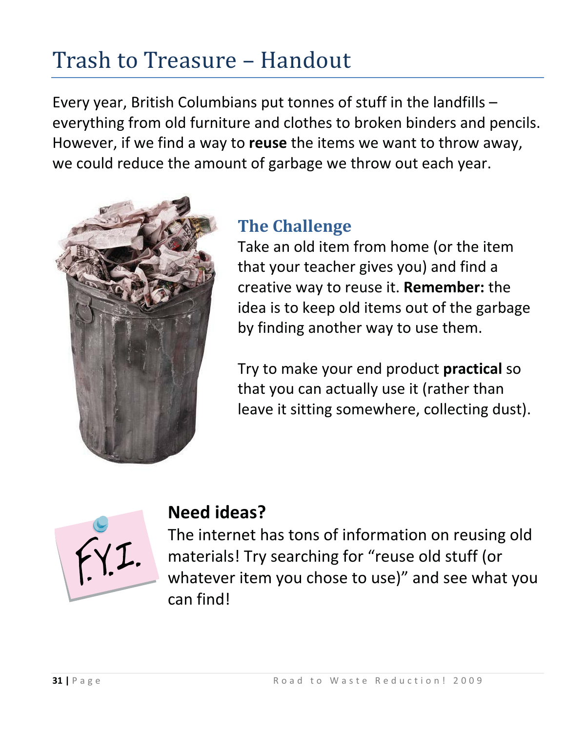# Trash to Treasure – Handout

Every year, British Columbians put tonnes of stuff in the landfills – everything from old furniture and clothes to broken binders and pencils. However, if we find a way to **reuse** the items we want to throw away, we could reduce the amount of garbage we throw out each year.

## The Challenge

Take an old item from home (or the item that your teacher gives you) and find a creative way to reuse it. **Remember:** the idea is to keep old items out of the garbage by finding another way to use them.

Try to make your end product **practical** so that you can actually use it (rather than leave it sitting somewhere, collecting dust).

## Need ideas?

The internet has tons of information on reusing old materials! Try searching for "reuse old stuff (or whatever item you chose to use)" and see what you can find!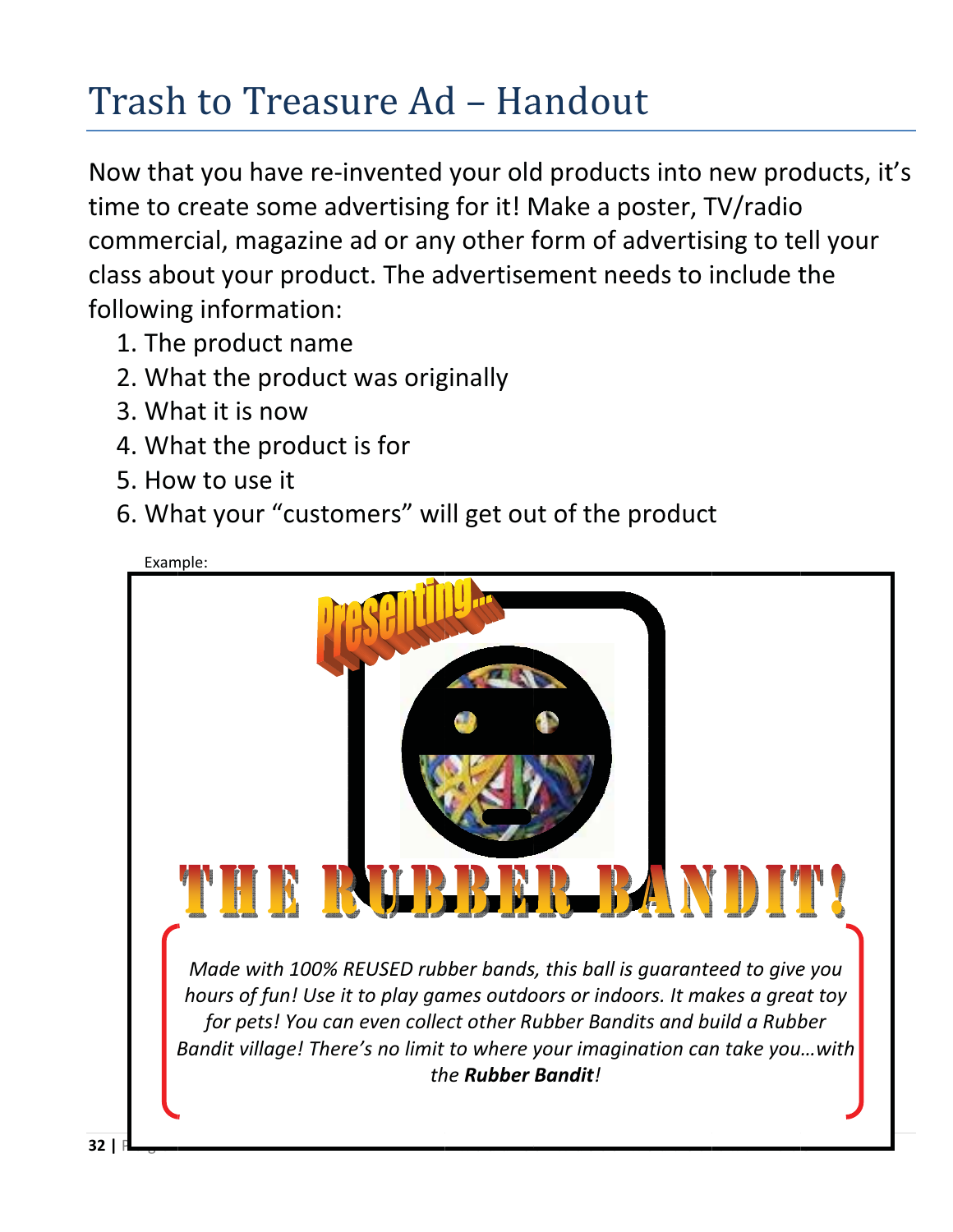# Trash to Treasure Ad – Handout

Now that you have re-invented your old products into new products, it's time to create some advertising for it! Make a poster, TV/radio commercial, magazine ad or any other form of advertising to tell your class about your product. The advertisement needs to include the following information:

1. The product name
2. What the product was originally
3. What it is now
4. What the product is for
5. How to use it
6. What your "customers" will get out of the product

Example:

Presenting...

THE RUBBER BANDIT!

*Made with 100% REUSED rubber bands, this ball is guaranteed to give you hours of fun! Use it to play games outdoors or indoors. It makes a great toy for pets! You can even collect other Rubber Bandits and build a Rubber Bandit village! There's no limit to where your imagination can take you…with the* ***Rubber Bandit****!*